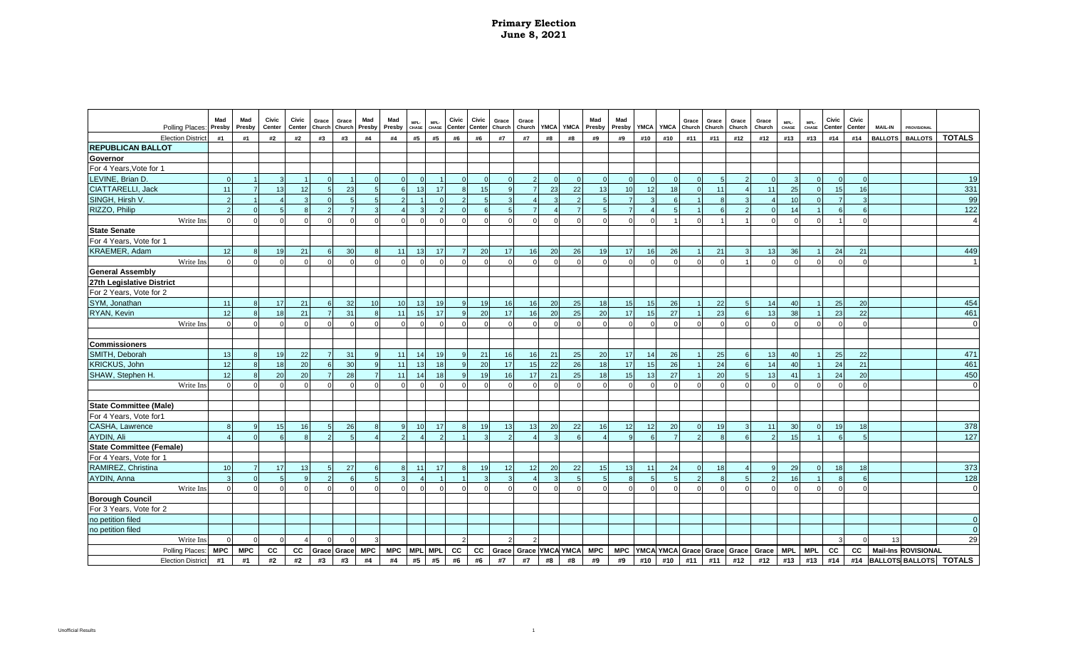# Primary Election
## June 8, 2021

| Polling Places: | Mad Presby | Mad Presby | Civic Center | Civic Center | Grace Church | Grace Church | Mad Presby | Mad Presby | MPL-CHASE | MPL-CHASE | Civic Center | Civic Center | Grace Church | Grace Church | YMCA | YMCA | Mad Presby | Mad Presby | YMCA | YMCA | Grace Church | Grace Church | Grace Church | Grace Church | MPL-CHASE | MPL-CHASE | Civic Center | Civic Center | MAIL-IN | PROVISIONAL | |
|---|---|---|---|---|---|---|---|---|---|---|---|---|---|---|---|---|---|---|---|---|---|---|---|---|---|---|---|---|---|---|---|
| Election District | #1 | #1 | #2 | #2 | #3 | #3 | #4 | #4 | #5 | #5 | #6 | #6 | #7 | #7 | #8 | #8 | #9 | #9 | #10 | #10 | #11 | #11 | #12 | #12 | #13 | #13 | #14 | #14 | BALLOTS | BALLOTS | TOTALS |
| **REPUBLICAN BALLOT** | | | | | | | | | | | | | | | | | | | | | | | | | | | | | | | |
| **Governor** | | | | | | | | | | | | | | | | | | | | | | | | | | | | | | | |
| For 4 Years,Vote for 1 | | | | | | | | | | | | | | | | | | | | | | | | | | | | | | | |
| LEVINE, Brian D. | 0 | 1 | 3 | 1 | 0 | 1 | 0 | 0 | 0 | 1 | 0 | 0 | 0 | 2 | 0 | 0 | 0 | 0 | 0 | 0 | 0 | 5 | 2 | 0 | 3 | 0 | 0 | 0 | | | 19 |
| CIATTARELLI, Jack | 11 | 7 | 13 | 12 | 5 | 23 | 5 | 6 | 13 | 17 | 8 | 15 | 9 | 7 | 23 | 22 | 13 | 10 | 12 | 18 | 0 | 11 | 4 | 11 | 25 | 0 | 15 | 16 | | | 331 |
| SINGH, Hirsh V. | 2 | 1 | 4 | 3 | 0 | 5 | 5 | 2 | 1 | 0 | 2 | 5 | 3 | 4 | 3 | 2 | 5 | 7 | 3 | 6 | 1 | 8 | 3 | 4 | 10 | 0 | 7 | 3 | | | 99 |
| RIZZO, Philip | 2 | 0 | 5 | 8 | 2 | 7 | 3 | 4 | 3 | 2 | 0 | 6 | 5 | 7 | 4 | 7 | 5 | 7 | 4 | 5 | 1 | 6 | 2 | 0 | 14 | 1 | 6 | 6 | | | 122 |
| Write Ins | 0 | 0 | 0 | 0 | 0 | 0 | 0 | 0 | 0 | 0 | 0 | 0 | 0 | 0 | 0 | 0 | 0 | 0 | 0 | 1 | 0 | 1 | 1 | 0 | 0 | 0 | 1 | 0 | | | 4 |
| **State Senate** | | | | | | | | | | | | | | | | | | | | | | | | | | | | | | | |
| For 4 Years, Vote for 1 | | | | | | | | | | | | | | | | | | | | | | | | | | | | | | | |
| KRAEMER, Adam | 12 | 8 | 19 | 21 | 6 | 30 | 8 | 11 | 13 | 17 | 7 | 20 | 17 | 16 | 20 | 26 | 19 | 17 | 16 | 26 | 1 | 21 | 3 | 13 | 36 | 1 | 24 | 21 | | | 449 |
| Write Ins | 0 | 0 | 0 | 0 | 0 | 0 | 0 | 0 | 0 | 0 | 0 | 0 | 0 | 0 | 0 | 0 | 0 | 0 | 0 | 0 | 0 | 0 | 1 | 0 | 0 | 0 | 0 | 0 | | | 1 |
| **General Assembly** | | | | | | | | | | | | | | | | | | | | | | | | | | | | | | | |
| **27th Legislative District** | | | | | | | | | | | | | | | | | | | | | | | | | | | | | | | |
| For 2 Years, Vote for 2 | | | | | | | | | | | | | | | | | | | | | | | | | | | | | | | |
| SYM, Jonathan | 11 | 8 | 17 | 21 | 6 | 32 | 10 | 10 | 13 | 19 | 9 | 19 | 16 | 16 | 20 | 25 | 18 | 15 | 15 | 26 | 1 | 22 | 5 | 14 | 40 | 1 | 25 | 20 | | | 454 |
| RYAN, Kevin | 12 | 8 | 18 | 21 | 7 | 31 | 8 | 11 | 15 | 17 | 9 | 20 | 17 | 16 | 20 | 25 | 20 | 17 | 15 | 27 | 1 | 23 | 6 | 13 | 38 | 1 | 23 | 22 | | | 461 |
| Write Ins | 0 | 0 | 0 | 0 | 0 | 0 | 0 | 0 | 0 | 0 | 0 | 0 | 0 | 0 | 0 | 0 | 0 | 0 | 0 | 0 | 0 | 0 | 0 | 0 | 0 | 0 | 0 | 0 | | | 0 |
| | | | | | | | | | | | | | | | | | | | | | | | | | | | | | | | |
| **Commissioners** | | | | | | | | | | | | | | | | | | | | | | | | | | | | | | | |
| SMITH, Deborah | 13 | 8 | 19 | 22 | 7 | 31 | 9 | 11 | 14 | 19 | 9 | 21 | 16 | 16 | 21 | 25 | 20 | 17 | 14 | 26 | 1 | 25 | 6 | 13 | 40 | 1 | 25 | 22 | | | 471 |
| KRICKUS, John | 12 | 8 | 18 | 20 | 6 | 30 | 9 | 11 | 13 | 18 | 9 | 20 | 17 | 15 | 22 | 26 | 18 | 17 | 15 | 26 | 1 | 24 | 6 | 14 | 40 | 1 | 24 | 21 | | | 461 |
| SHAW, Stephen H. | 12 | 8 | 20 | 20 | 7 | 28 | 7 | 11 | 14 | 18 | 9 | 19 | 16 | 17 | 21 | 25 | 18 | 15 | 13 | 27 | 1 | 20 | 5 | 13 | 41 | 1 | 24 | 20 | | | 450 |
| Write Ins | 0 | 0 | 0 | 0 | 0 | 0 | 0 | 0 | 0 | 0 | 0 | 0 | 0 | 0 | 0 | 0 | 0 | 0 | 0 | 0 | 0 | 0 | 0 | 0 | 0 | 0 | 0 | 0 | | | 0 |
| | | | | | | | | | | | | | | | | | | | | | | | | | | | | | | | |
| **State Committee (Male)** | | | | | | | | | | | | | | | | | | | | | | | | | | | | | | | |
| For 4 Years, Vote for1 | | | | | | | | | | | | | | | | | | | | | | | | | | | | | | | |
| CASHA, Lawrence | 8 | 9 | 15 | 16 | 5 | 26 | 8 | 9 | 10 | 17 | 8 | 19 | 13 | 13 | 20 | 22 | 16 | 12 | 12 | 20 | 0 | 19 | 3 | 11 | 30 | 0 | 19 | 18 | | | 378 |
| AYDIN, Ali | 4 | 0 | 6 | 8 | 2 | 5 | 4 | 2 | 4 | 2 | 1 | 3 | 2 | 4 | 3 | 6 | 4 | 9 | 6 | 7 | 2 | 8 | 6 | 2 | 15 | 1 | 6 | 5 | | | 127 |
| **State Committee (Female)** | | | | | | | | | | | | | | | | | | | | | | | | | | | | | | | |
| For 4 Years, Vote for 1 | | | | | | | | | | | | | | | | | | | | | | | | | | | | | | | |
| RAMIREZ, Christina | 10 | 7 | 17 | 13 | 5 | 27 | 6 | 8 | 11 | 17 | 8 | 19 | 12 | 12 | 20 | 22 | 15 | 13 | 11 | 24 | 0 | 18 | 4 | 9 | 29 | 0 | 18 | 18 | | | 373 |
| AYDIN, Anna | 3 | 0 | 5 | 9 | 2 | 6 | 5 | 3 | 4 | 1 | 1 | 3 | 3 | 4 | 3 | 5 | 5 | 8 | 5 | 5 | 2 | 8 | 5 | 2 | 16 | 1 | 8 | 6 | | | 128 |
| Write Ins | 0 | 0 | 0 | 0 | 0 | 0 | 0 | 0 | 0 | 0 | 0 | 0 | 0 | 0 | 0 | 0 | 0 | 0 | 0 | 0 | 0 | 0 | 0 | 0 | 0 | 0 | 0 | 0 | | | 0 |
| **Borough Council** | | | | | | | | | | | | | | | | | | | | | | | | | | | | | | | |
| For 3 Years, Vote for 2 | | | | | | | | | | | | | | | | | | | | | | | | | | | | | | | |
| no petition filed | | | | | | | | | | | | | | | | | | | | | | | | | | | | | | | 0 |
| no petition filed | | | | | | | | | | | | | | | | | | | | | | | | | | | | | | | 0 |
| Write Ins | 0 | 0 | 0 | 4 | 0 | 0 | 3 | | | | 2 | | 2 | 2 | | | | | | | | | | | | | 3 | 0 | 13 | | 29 |
| Polling Places: | MPC | MPC | CC | CC | Grace | Grace | MPC | MPC | MPL | MPL | CC | CC | Grace | Grace | YMCA | YMCA | MPC | MPC | YMCA | YMCA | Grace | Grace | Grace | Grace | MPL | MPL | CC | CC | Mail-Ins | ROVISIONAL | |
| Election District | #1 | #1 | #2 | #2 | #3 | #3 | #4 | #4 | #5 | #5 | #6 | #6 | #7 | #7 | #8 | #8 | #9 | #9 | #10 | #10 | #11 | #11 | #12 | #12 | #13 | #13 | #14 | #14 | BALLOTS | BALLOTS | TOTALS |

Unofficial Results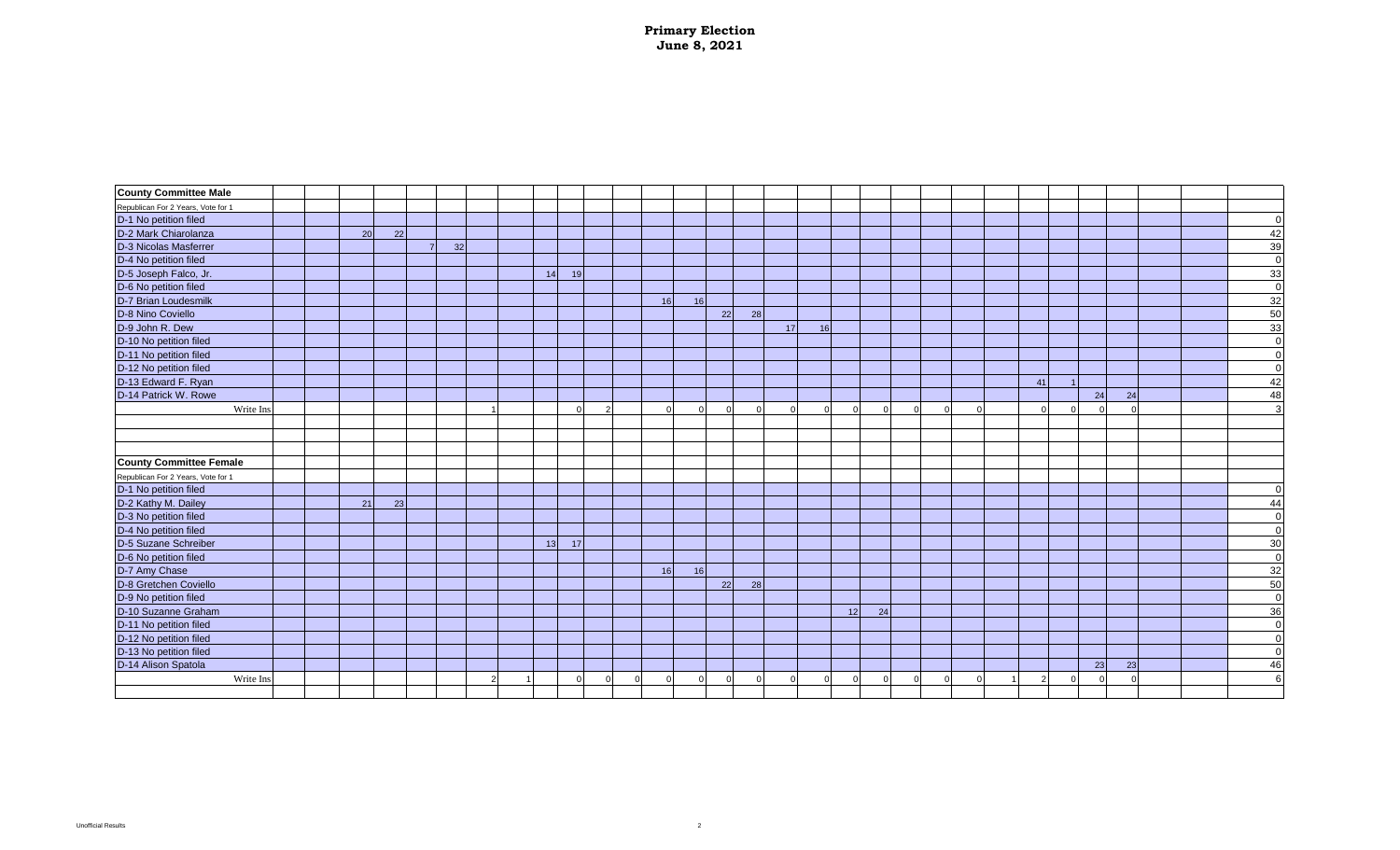# Primary Election
**June 8, 2021**

| **County Committee Male** | | | | | | | | | | | | | | | | | | | | | | | | | | | | | | | |
|---|---|---|---|---|---|---|---|---|---|---|---|---|---|---|---|---|---|---|---|---|---|---|---|---|---|---|---|---|---|---|---|
| Republican For 2 Years, Vote for 1 | | | | | | | | | | | | | | | | | | | | | | | | | | | | | | | |
| D-1 No petition filed | | | | | | | | | | | | | | | | | | | | | | | | | | | | | | | 0 |
| D-2 Mark Chiarolanza | | | 20 | 22 | | | | | | | | | | | | | | | | | | | | | | | | | | | 42 |
| D-3 Nicolas Masferrer | | | | | 7 | 32 | | | | | | | | | | | | | | | | | | | | | | | | | 39 |
| D-4 No petition filed | | | | | | | | | | | | | | | | | | | | | | | | | | | | | | | 0 |
| D-5 Joseph Falco, Jr. | | | | | | | | | 14 | 19 | | | | | | | | | | | | | | | | | | | | | 33 |
| D-6 No petition filed | | | | | | | | | | | | | | | | | | | | | | | | | | | | | | | 0 |
| D-7 Brian Loudesmilk | | | | | | | | | | | | | 16 | 16 | | | | | | | | | | | | | | | | | 32 |
| D-8 Nino Coviello | | | | | | | | | | | | | | | 22 | 28 | | | | | | | | | | | | | | | 50 |
| D-9 John R. Dew | | | | | | | | | | | | | | | | | 17 | 16 | | | | | | | | | | | | | 33 |
| D-10 No petition filed | | | | | | | | | | | | | | | | | | | | | | | | | | | | | | | 0 |
| D-11 No petition filed | | | | | | | | | | | | | | | | | | | | | | | | | | | | | | | 0 |
| D-12 No petition filed | | | | | | | | | | | | | | | | | | | | | | | | | | | | | | | 0 |
| D-13 Edward F. Ryan | | | | | | | | | | | | | | | | | | | | | | | | | 41 | 1 | | | | | 42 |
| D-14 Patrick W. Rowe | | | | | | | | | | | | | | | | | | | | | | | | | | | 24 | 24 | | | 48 |
| Write Ins | | | | | | | 1 | | | 0 | 2 | | 0 | 0 | 0 | 0 | 0 | 0 | 0 | 0 | 0 | 0 | 0 | | 0 | 0 | 0 | 0 | | | 3 |
| | | | | | | | | | | | | | | | | | | | | | | | | | | | | | | | |
| **County Committee Female** | | | | | | | | | | | | | | | | | | | | | | | | | | | | | | | |
| Republican For 2 Years, Vote for 1 | | | | | | | | | | | | | | | | | | | | | | | | | | | | | | | |
| D-1 No petition filed | | | | | | | | | | | | | | | | | | | | | | | | | | | | | | | 0 |
| D-2 Kathy M. Dailey | | | 21 | 23 | | | | | | | | | | | | | | | | | | | | | | | | | | | 44 |
| D-3 No petition filed | | | | | | | | | | | | | | | | | | | | | | | | | | | | | | | 0 |
| D-4 No petition filed | | | | | | | | | | | | | | | | | | | | | | | | | | | | | | | 0 |
| D-5 Suzane Schreiber | | | | | | | | | 13 | 17 | | | | | | | | | | | | | | | | | | | | | 30 |
| D-6 No petition filed | | | | | | | | | | | | | | | | | | | | | | | | | | | | | | | 0 |
| D-7 Amy Chase | | | | | | | | | | | | | 16 | 16 | | | | | | | | | | | | | | | | | 32 |
| D-8 Gretchen Coviello | | | | | | | | | | | | | | | 22 | 28 | | | | | | | | | | | | | | | 50 |
| D-9 No petition filed | | | | | | | | | | | | | | | | | | | | | | | | | | | | | | | 0 |
| D-10 Suzanne Graham | | | | | | | | | | | | | | | | | | | 12 | 24 | | | | | | | | | | | 36 |
| D-11 No petition filed | | | | | | | | | | | | | | | | | | | | | | | | | | | | | | | 0 |
| D-12 No petition filed | | | | | | | | | | | | | | | | | | | | | | | | | | | | | | | 0 |
| D-13 No petition filed | | | | | | | | | | | | | | | | | | | | | | | | | | | | | | | 0 |
| D-14 Alison Spatola | | | | | | | | | | | | | | | | | | | | | | | | | | | 23 | 23 | | | 46 |
| Write Ins | | | | | | | 2 | 1 | | 0 | 0 | 0 | 0 | 0 | 0 | 0 | 0 | 0 | 0 | 0 | 0 | 0 | 0 | 1 | 2 | 0 | 0 | 0 | | | 6 |

Unofficial Results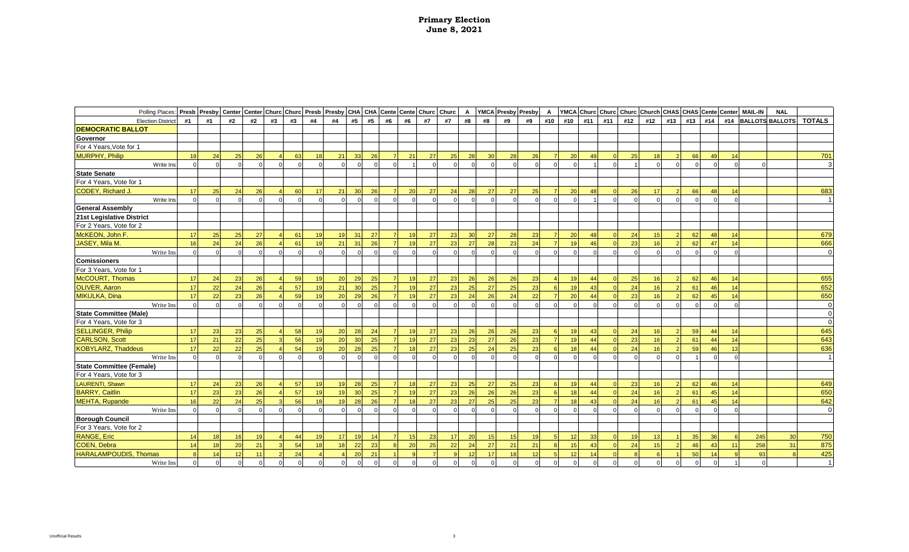# Primary Election
## June 8, 2021

| Polling Places: | Presb | Presby | Center | Center | Churc | Churc | Presb | Presby | CHA | CHA | Cente | Cente | Churc | Churc | A | YMCA | Presby | Presby | A | YMCA | Churc | Churc | Churc | Church | CHAS | CHAS | Cente | Center | MAIL-IN | NAL | |
|---|---|---|---|---|---|---|---|---|---|---|---|---|---|---|---|---|---|---|---|---|---|---|---|---|---|---|---|---|---|---|---|
| Election District | #1 | #1 | #2 | #2 | #3 | #3 | #4 | #4 | #5 | #5 | #6 | #6 | #7 | #7 | #8 | #8 | #9 | #9 | #10 | #10 | #11 | #11 | #12 | #12 | #13 | #13 | #14 | #14 | BALLOTS | BALLOTS | TOTALS |
| **DEMOCRATIC BALLOT** | | | | | | | | | | | | | | | | | | | | | | | | | | | | | | | |
| **Governor** | | | | | | | | | | | | | | | | | | | | | | | | | | | | | | | |
| For 4 Years,Vote for 1 | | | | | | | | | | | | | | | | | | | | | | | | | | | | | | | |
| MURPHY, Philip | 19 | 24 | 25 | 26 | 4 | 63 | 18 | 21 | 33 | 26 | 7 | 21 | 27 | 25 | 28 | 30 | 28 | 26 | 7 | 20 | 49 | 0 | 25 | 18 | 2 | 66 | 49 | 14 | | | 701 |
| Write Ins | 0 | 0 | 0 | 0 | 0 | 0 | 0 | 0 | 0 | 0 | 0 | 1 | 0 | 0 | 0 | 0 | 0 | 0 | 0 | 0 | 1 | 0 | 1 | 0 | 0 | 0 | 0 | 0 | 0 | | 3 |
| **State Senate** | | | | | | | | | | | | | | | | | | | | | | | | | | | | | | | |
| For 4 Years, Vote for 1 | | | | | | | | | | | | | | | | | | | | | | | | | | | | | | | |
| CODEY, Richard J. | 17 | 25 | 24 | 26 | 4 | 60 | 17 | 21 | 30 | 26 | 7 | 20 | 27 | 24 | 28 | 27 | 27 | 25 | 7 | 20 | 48 | 0 | 26 | 17 | 2 | 66 | 48 | 14 | | | 683 |
| Write Ins | 0 | 0 | 0 | 0 | 0 | 0 | 0 | 0 | 0 | 0 | 0 | 0 | 0 | 0 | 0 | 0 | 0 | 0 | 0 | 0 | 1 | 0 | 0 | 0 | 0 | 0 | 0 | 0 | | | 1 |
| **General Assembly** | | | | | | | | | | | | | | | | | | | | | | | | | | | | | | | |
| **21st Legislative District** | | | | | | | | | | | | | | | | | | | | | | | | | | | | | | | |
| For 2 Years, Vote for 2 | | | | | | | | | | | | | | | | | | | | | | | | | | | | | | | |
| McKEON, John F. | 17 | 25 | 25 | 27 | 4 | 61 | 19 | 19 | 31 | 27 | 7 | 19 | 27 | 23 | 30 | 27 | 28 | 23 | 7 | 20 | 48 | 0 | 24 | 15 | 2 | 62 | 48 | 14 | | | 679 |
| JASEY, Mila M. | 16 | 24 | 24 | 26 | 4 | 61 | 19 | 21 | 31 | 26 | 7 | 19 | 27 | 23 | 27 | 28 | 23 | 24 | 7 | 19 | 46 | 0 | 23 | 16 | 2 | 62 | 47 | 14 | | | 666 |
| Write Ins | 0 | 0 | 0 | 0 | 0 | 0 | 0 | 0 | 0 | 0 | 0 | 0 | 0 | 0 | 0 | 0 | 0 | 0 | 0 | 0 | 0 | 0 | 0 | 0 | 0 | 0 | 0 | 0 | | | 0 |
| **Comissioners** | | | | | | | | | | | | | | | | | | | | | | | | | | | | | | | |
| For 3 Years, Vote for 1 | | | | | | | | | | | | | | | | | | | | | | | | | | | | | | | |
| McCOURT, Thomas | 17 | 24 | 23 | 26 | 4 | 59 | 19 | 20 | 29 | 25 | 7 | 19 | 27 | 23 | 26 | 26 | 26 | 23 | 4 | 19 | 44 | 0 | 25 | 16 | 2 | 62 | 46 | 14 | | | 655 |
| OLIVER, Aaron | 17 | 22 | 24 | 26 | 4 | 57 | 19 | 21 | 30 | 25 | 7 | 19 | 27 | 23 | 25 | 27 | 25 | 23 | 6 | 19 | 43 | 0 | 24 | 16 | 2 | 61 | 46 | 14 | | | 652 |
| MIKULKA, Dina | 17 | 22 | 23 | 26 | 4 | 59 | 19 | 20 | 29 | 26 | 7 | 19 | 27 | 23 | 24 | 26 | 24 | 22 | 7 | 20 | 44 | 0 | 23 | 16 | 2 | 62 | 45 | 14 | | | 650 |
| Write Ins | 0 | 0 | 0 | 0 | 0 | 0 | 0 | 0 | 0 | 0 | 0 | 0 | 0 | 0 | 0 | 0 | 0 | 0 | 0 | 0 | 0 | 0 | 0 | 0 | 0 | 0 | 0 | 0 | | | 0 |
| **State Committee (Male)** | | | | | | | | | | | | | | | | | | | | | | | | | | | | | | | 0 |
| For 4 Years, Vote for 3 | | | | | | | | | | | | | | | | | | | | | | | | | | | | | | | 0 |
| SELLINGER, Philip | 17 | 23 | 23 | 25 | 4 | 58 | 19 | 20 | 28 | 24 | 7 | 19 | 27 | 23 | 26 | 26 | 26 | 23 | 6 | 19 | 43 | 0 | 24 | 16 | 2 | 59 | 44 | 14 | | | 645 |
| CARLSON, Scott | 17 | 21 | 22 | 25 | 3 | 56 | 19 | 20 | 30 | 25 | 7 | 19 | 27 | 23 | 23 | 27 | 26 | 23 | 7 | 19 | 44 | 0 | 23 | 16 | 2 | 61 | 44 | 14 | | | 643 |
| KOBYLARZ, Thaddeus | 17 | 22 | 22 | 25 | 4 | 54 | 19 | 20 | 28 | 25 | 7 | 18 | 27 | 23 | 25 | 24 | 25 | 23 | 6 | 18 | 44 | 0 | 24 | 16 | 2 | 59 | 46 | 13 | | | 636 |
| Write Ins | 0 | 0 | 0 | 0 | 0 | 0 | 0 | 0 | 0 | 0 | 0 | 0 | 0 | 0 | 0 | 0 | 0 | 0 | 0 | 0 | 0 | 0 | 0 | 0 | 0 | 1 | 0 | 0 | | | 1 |
| **State Committee (Female)** | | | | | | | | | | | | | | | | | | | | | | | | | | | | | | | |
| For 4 Years, Vote for 3 | | | | | | | | | | | | | | | | | | | | | | | | | | | | | | | |
| LAURENTI, Shawn | 17 | 24 | 23 | 26 | 4 | 57 | 19 | 19 | 28 | 25 | 7 | 18 | 27 | 23 | 25 | 27 | 25 | 23 | 6 | 19 | 44 | 0 | 23 | 16 | 2 | 62 | 46 | 14 | | | 649 |
| BARRY, Caitlin | 17 | 23 | 23 | 26 | 4 | 57 | 19 | 19 | 30 | 25 | 7 | 19 | 27 | 23 | 26 | 26 | 26 | 23 | 6 | 19 | 44 | 0 | 24 | 16 | 2 | 61 | 45 | 14 | | | 650 |
| MEHTA, Rupande | 16 | 22 | 24 | 25 | 3 | 56 | 18 | 19 | 28 | 26 | 7 | 18 | 27 | 23 | 27 | 25 | 25 | 23 | 7 | 18 | 43 | 0 | 24 | 16 | 2 | 61 | 45 | 14 | | | 642 |
| Write Ins | 0 | 0 | 0 | 0 | 0 | 0 | 0 | 0 | 0 | 0 | 0 | 0 | 0 | 0 | 0 | 0 | 0 | 0 | 0 | 0 | 0 | 0 | 0 | 0 | 0 | 0 | 0 | 0 | | | 0 |
| **Borough Council** | | | | | | | | | | | | | | | | | | | | | | | | | | | | | | | |
| For 3 Years, Vote for 2 | | | | | | | | | | | | | | | | | | | | | | | | | | | | | | | |
| RANGE, Eric | 14 | 18 | 16 | 19 | 4 | 44 | 19 | 17 | 19 | 14 | 7 | 15 | 23 | 17 | 20 | 15 | 15 | 19 | 5 | 12 | 33 | 0 | 19 | 13 | 1 | 35 | 36 | 6 | 245 | 30 | 750 |
| COEN, Debra | 14 | 18 | 20 | 21 | 3 | 54 | 18 | 18 | 22 | 23 | 8 | 20 | 25 | 22 | 24 | 27 | 21 | 21 | 8 | 15 | 43 | 0 | 24 | 15 | 2 | 46 | 43 | 11 | 258 | 31 | 875 |
| HARALAMPOUDIS, Thomas | 8 | 14 | 12 | 11 | 2 | 24 | 4 | 4 | 20 | 21 | 1 | 9 | 7 | 9 | 12 | 17 | 18 | 12 | 5 | 12 | 14 | 0 | 8 | 6 | 1 | 50 | 14 | 9 | 93 | 8 | 425 |
| Write Ins | 0 | 0 | 0 | 0 | 0 | 0 | 0 | 0 | 0 | 0 | 0 | 0 | 0 | 0 | 0 | 0 | 0 | 0 | 0 | 0 | 0 | 0 | 0 | 0 | 0 | 0 | 0 | 1 | 0 | | 1 |

Unofficial Results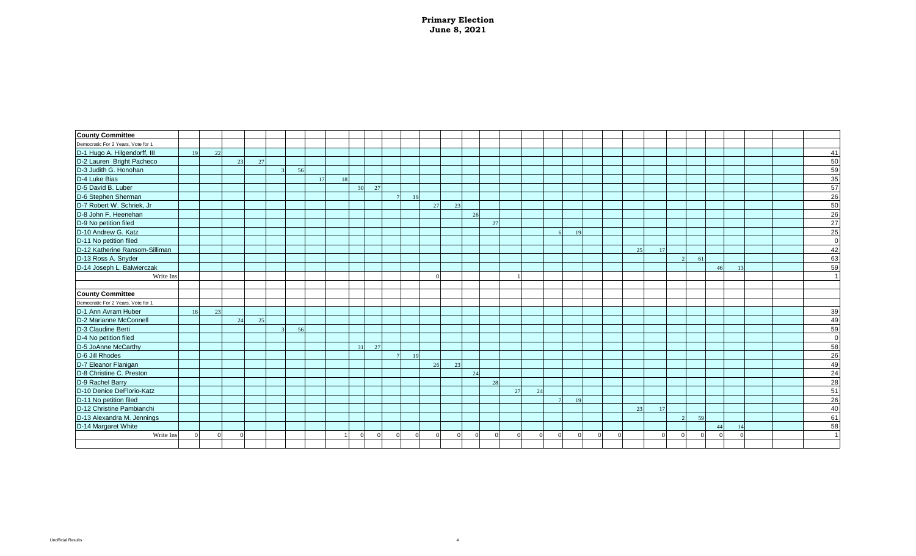# Primary Election
# June 8, 2021

| County Committee | | | | | | | | | | | | | | | | | | | | | | | | | | | | | | | |
|---|---|---|---|---|---|---|---|---|---|---|---|---|---|---|---|---|---|---|---|---|---|---|---|---|---|---|---|---|---|---|---|
| Democratic For 2 Years, Vote for 1 | | | | | | | | | | | | | | | | | | | | | | | | | | | | | | | |
| D-1 Hugo A. Hilgendorff, III | 19 | 22 | | | | | | | | | | | | | | | | | | | | | | | | | | | | | 41 |
| D-2 Lauren Bright Pacheco | | | 23 | 27 | | | | | | | | | | | | | | | | | | | | | | | | | | | 50 |
| D-3 Judith G. Honohan | | | | | 3 | 56 | | | | | | | | | | | | | | | | | | | | | | | | | 59 |
| D-4 Luke Bias | | | | | | | 17 | 18 | | | | | | | | | | | | | | | | | | | | | | | 35 |
| D-5 David B. Luber | | | | | | | | | 30 | 27 | | | | | | | | | | | | | | | | | | | | | 57 |
| D-6 Stephen Sherman | | | | | | | | | | | 7 | 19 | | | | | | | | | | | | | | | | | | | 26 |
| D-7 Robert W. Schriek, Jr | | | | | | | | | | | | | 27 | 23 | | | | | | | | | | | | | | | | | 50 |
| D-8 John F. Heenehan | | | | | | | | | | | | | | | 26 | | | | | | | | | | | | | | | | 26 |
| D-9 No petition filed | | | | | | | | | | | | | | | | 27 | | | | | | | | | | | | | | | 27 |
| D-10 Andrew G. Katz | | | | | | | | | | | | | | | | | | | 6 | 19 | | | | | | | | | | | 25 |
| D-11 No petition filed | | | | | | | | | | | | | | | | | | | | | | | | | | | | | | | 0 |
| D-12 Katherine Ransom-Silliman | | | | | | | | | | | | | | | | | | | | | | | 25 | 17 | | | | | | | 42 |
| D-13 Ross A. Snyder | | | | | | | | | | | | | | | | | | | | | | | | | 2 | 61 | | | | | 63 |
| D-14 Joseph L. Balwierczak | | | | | | | | | | | | | | | | | | | | | | | | | | | 46 | 13 | | | 59 |
| Write Ins | | | | | | | | | | | | | 0 | | | | 1 | | | | | | | | | | | | | | 1 |
| | | | | | | | | | | | | | | | | | | | | | | | | | | | | | | | |
| **County Committee** | | | | | | | | | | | | | | | | | | | | | | | | | | | | | | | |
| Democratic For 2 Years, Vote for 1 | | | | | | | | | | | | | | | | | | | | | | | | | | | | | | | |
| D-1 Ann Avram Huber | 16 | 23 | | | | | | | | | | | | | | | | | | | | | | | | | | | | | 39 |
| D-2 Marianne McConnell | | | 24 | 25 | | | | | | | | | | | | | | | | | | | | | | | | | | | 49 |
| D-3 Claudine Berti | | | | | 3 | 56 | | | | | | | | | | | | | | | | | | | | | | | | | 59 |
| D-4 No petition filed | | | | | | | | | | | | | | | | | | | | | | | | | | | | | | | 0 |
| D-5 JoAnne McCarthy | | | | | | | | | 31 | 27 | | | | | | | | | | | | | | | | | | | | | 58 |
| D-6 Jill Rhodes | | | | | | | | | | | 7 | 19 | | | | | | | | | | | | | | | | | | | 26 |
| D-7 Eleanor Flanigan | | | | | | | | | | | | | 26 | 23 | | | | | | | | | | | | | | | | | 49 |
| D-8 Christine C. Preston | | | | | | | | | | | | | | | 24 | | | | | | | | | | | | | | | | 24 |
| D-9 Rachel Barry | | | | | | | | | | | | | | | | 28 | | | | | | | | | | | | | | | 28 |
| D-10 Denice DeFlorio-Katz | | | | | | | | | | | | | | | | | 27 | 24 | | | | | | | | | | | | | 51 |
| D-11 No petition filed | | | | | | | | | | | | | | | | | | | 7 | 19 | | | | | | | | | | | 26 |
| D-12 Christine Pambianchi | | | | | | | | | | | | | | | | | | | | | | | 23 | 17 | | | | | | | 40 |
| D-13 Alexandra M. Jennings | | | | | | | | | | | | | | | | | | | | | | | | | 2 | 59 | | | | | 61 |
| D-14 Margaret White | | | | | | | | | | | | | | | | | | | | | | | | | | | 44 | 14 | | | 58 |
| Write Ins | 0 | 0 | 0 | | | | | 1 | 0 | 0 | 0 | 0 | 0 | 0 | 0 | 0 | 0 | 0 | 0 | 0 | 0 | 0 | | 0 | 0 | 0 | 0 | 0 | | | 1 |

Unofficial Results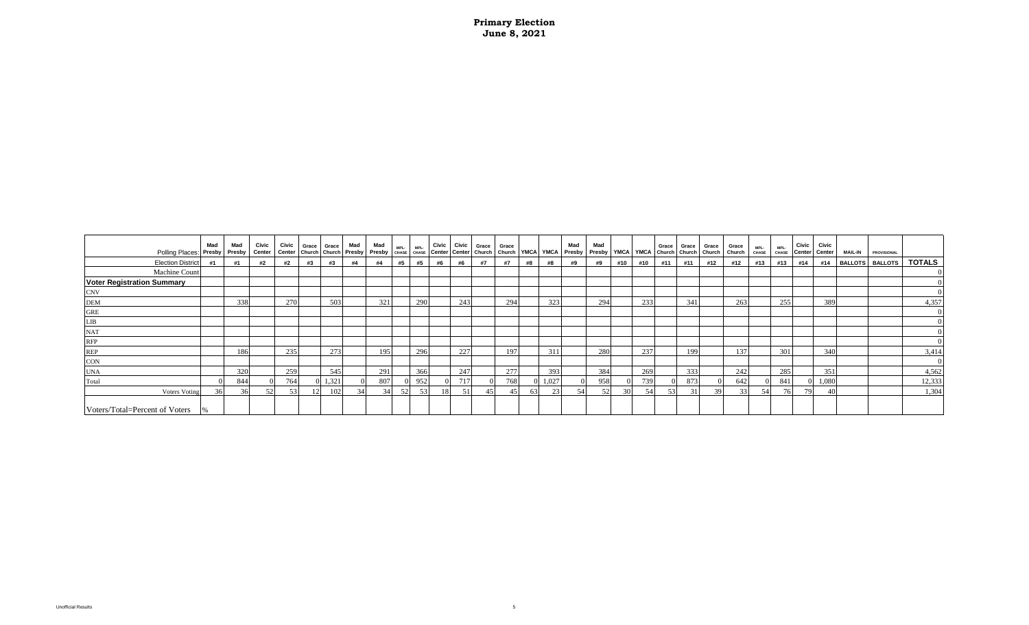**Primary Election**
**June 8, 2021**

| Polling Places: | Mad Presby | Mad Presby | Civic Center | Civic Center | Grace Church | Grace Church | Mad Presby | Mad Presby | MPL-CHASE | MPL-CHASE | Civic Center | Civic Center | Grace Church | Grace Church | YMCA | YMCA | Mad Presby | Mad Presby | YMCA | YMCA | Grace Church | Grace Church | Grace Church | Grace Church | MPL-CHASE | MPL-CHASE | Civic Center | Civic Center | MAIL-IN | PROVISIONAL | |
|---|---|---|---|---|---|---|---|---|---|---|---|---|---|---|---|---|---|---|---|---|---|---|---|---|---|---|---|---|---|---|---|
| Election District | #1 | #1 | #2 | #2 | #3 | #3 | #4 | #4 | #5 | #5 | #6 | #6 | #7 | #7 | #8 | #8 | #9 | #9 | #10 | #10 | #11 | #11 | #12 | #12 | #13 | #13 | #14 | #14 | BALLOTS | BALLOTS | TOTALS |
| Machine Count | | | | | | | | | | | | | | | | | | | | | | | | | | | | | | | 0 |
| **Voter Registration Summary** | | | | | | | | | | | | | | | | | | | | | | | | | | | | | | | 0 |
| CNV | | | | | | | | | | | | | | | | | | | | | | | | | | | | | | | 0 |
| DEM | | 338 | | 270 | | 503 | | 321 | | 290 | | 243 | | 294 | | 323 | | 294 | | 233 | | 341 | | 263 | | 255 | | 389 | | | 4,357 |
| GRE | | | | | | | | | | | | | | | | | | | | | | | | | | | | | | | 0 |
| LIB | | | | | | | | | | | | | | | | | | | | | | | | | | | | | | | 0 |
| NAT | | | | | | | | | | | | | | | | | | | | | | | | | | | | | | | 0 |
| RFP | | | | | | | | | | | | | | | | | | | | | | | | | | | | | | | 0 |
| REP | | 186 | | 235 | | 273 | | 195 | | 296 | | 227 | | 197 | | 311 | | 280 | | 237 | | 199 | | 137 | | 301 | | 340 | | | 3,414 |
| CON | | | | | | | | | | | | | | | | | | | | | | | | | | | | | | | 0 |
| UNA | | 320 | | 259 | | 545 | | 291 | | 366 | | 247 | | 277 | | 393 | | 384 | | 269 | | 333 | | 242 | | 285 | | 351 | | | 4,562 |
| Total | 0 | 844 | 0 | 764 | 0 | 1,321 | 0 | 807 | 0 | 952 | 0 | 717 | 0 | 768 | 0 | 1,027 | 0 | 958 | 0 | 739 | 0 | 873 | 0 | 642 | 0 | 841 | 0 | 1,080 | | | 12,333 |
| Voters Voting | 36 | 36 | 52 | 53 | 12 | 102 | 34 | 34 | 52 | 53 | 18 | 51 | 45 | 45 | 63 | 23 | 54 | 52 | 30 | 54 | 53 | 31 | 39 | 33 | 54 | 76 | 79 | 40 | | | 1,304 |
| Voters/Total=Percent of Voters | % | | | | | | | | | | | | | | | | | | | | | | | | | | | | | | |